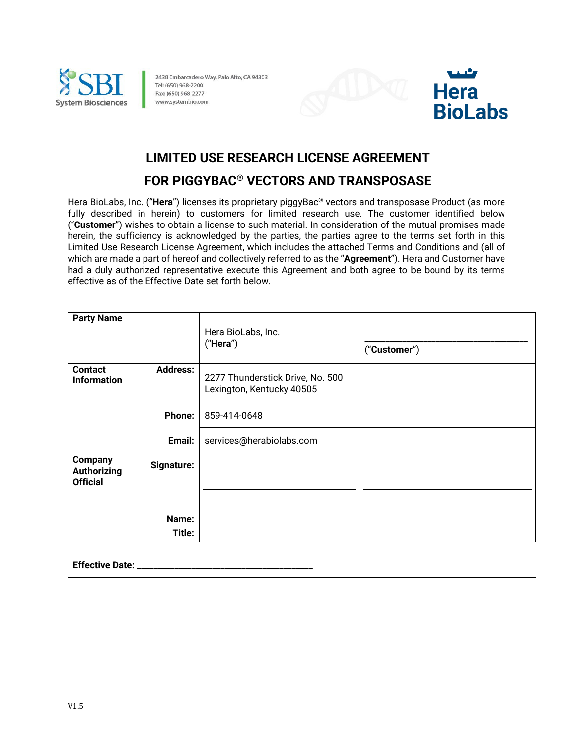SBI System Biosciences

2438 Embarcadero Way, Palo Alto, CA 94303
Tel: (650) 968-2200
Fax: (650) 968-2277
www.systembio.com

Hera BioLabs

# LIMITED USE RESEARCH LICENSE AGREEMENT

# FOR PIGGYBAC® VECTORS AND TRANSPOSASE

Hera BioLabs, Inc. ("**Hera**") licenses its proprietary piggyBac® vectors and transposase Product (as more fully described in herein) to customers for limited research use. The customer identified below ("**Customer**") wishes to obtain a license to such material. In consideration of the mutual promises made herein, the sufficiency is acknowledged by the parties, the parties agree to the terms set forth in this Limited Use Research License Agreement, which includes the attached Terms and Conditions and (all of which are made a part of hereof and collectively referred to as the "**Agreement**"). Hera and Customer have had a duly authorized representative execute this Agreement and both agree to be bound by its terms effective as of the Effective Date set forth below.

| **Party Name** | | Hera BioLabs, Inc. ("**Hera**") | ______________________ ("**Customer**") |
|---|---|---|---|
| **Contact Information** | **Address:** | 2277 Thunderstick Drive, No. 500 Lexington, Kentucky 40505 | |
| | **Phone:** | 859-414-0648 | |
| | **Email:** | services@herabiolabs.com | |
| **Company Authorizing Official** | **Signature:** | ______________________ | ______________________ |
| | **Name:** | | |
| | **Title:** | | |

**Effective Date:** ______________________

V1.5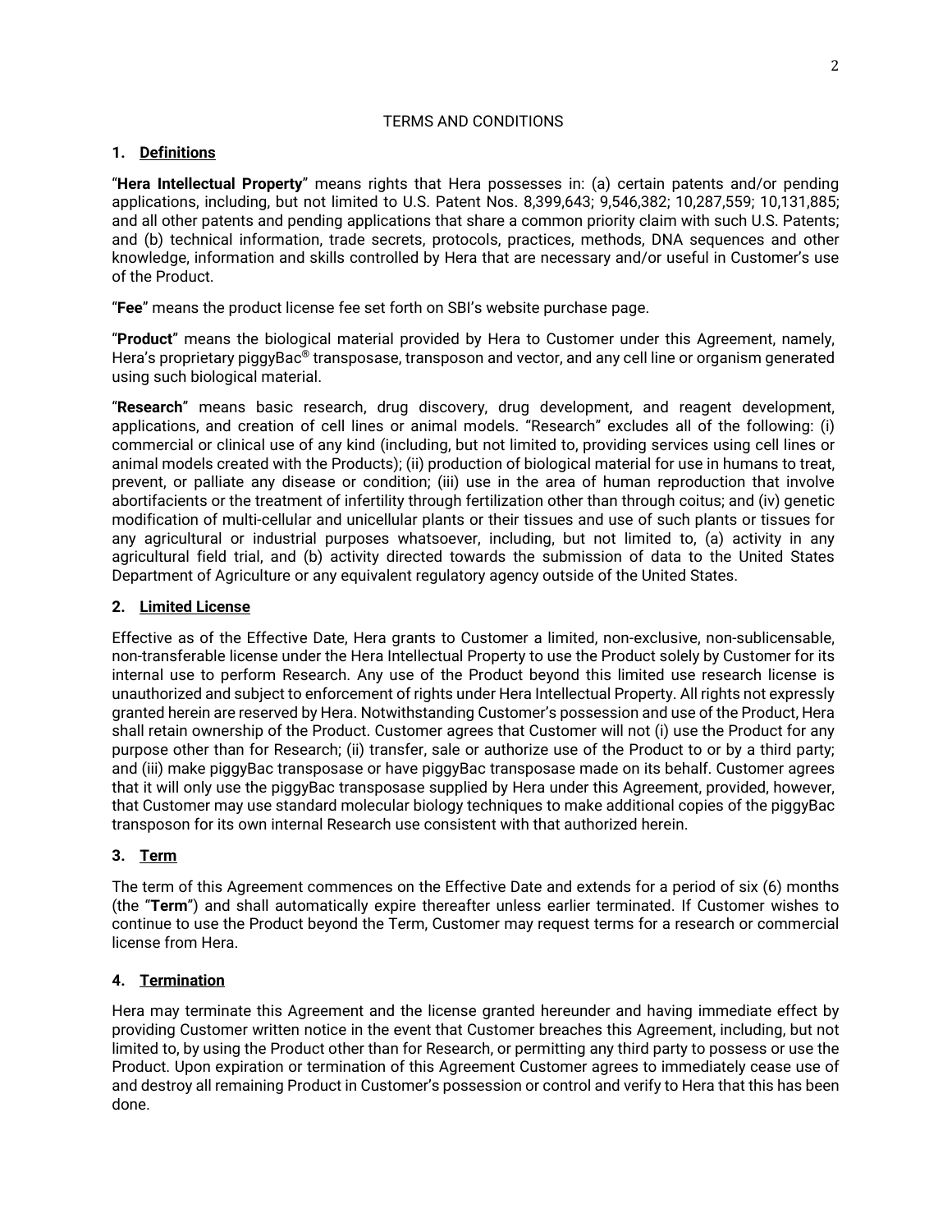TERMS AND CONDITIONS

## 1. Definitions

"**Hera Intellectual Property**" means rights that Hera possesses in: (a) certain patents and/or pending applications, including, but not limited to U.S. Patent Nos. 8,399,643; 9,546,382; 10,287,559; 10,131,885; and all other patents and pending applications that share a common priority claim with such U.S. Patents; and (b) technical information, trade secrets, protocols, practices, methods, DNA sequences and other knowledge, information and skills controlled by Hera that are necessary and/or useful in Customer's use of the Product.

"**Fee**" means the product license fee set forth on SBI's website purchase page.

"**Product**" means the biological material provided by Hera to Customer under this Agreement, namely, Hera's proprietary piggyBac® transposase, transposon and vector, and any cell line or organism generated using such biological material.

"**Research**" means basic research, drug discovery, drug development, and reagent development, applications, and creation of cell lines or animal models. "Research" excludes all of the following: (i) commercial or clinical use of any kind (including, but not limited to, providing services using cell lines or animal models created with the Products); (ii) production of biological material for use in humans to treat, prevent, or palliate any disease or condition; (iii) use in the area of human reproduction that involve abortifacients or the treatment of infertility through fertilization other than through coitus; and (iv) genetic modification of multi-cellular and unicellular plants or their tissues and use of such plants or tissues for any agricultural or industrial purposes whatsoever, including, but not limited to, (a) activity in any agricultural field trial, and (b) activity directed towards the submission of data to the United States Department of Agriculture or any equivalent regulatory agency outside of the United States.

## 2. Limited License

Effective as of the Effective Date, Hera grants to Customer a limited, non-exclusive, non-sublicensable, non-transferable license under the Hera Intellectual Property to use the Product solely by Customer for its internal use to perform Research. Any use of the Product beyond this limited use research license is unauthorized and subject to enforcement of rights under Hera Intellectual Property. All rights not expressly granted herein are reserved by Hera. Notwithstanding Customer's possession and use of the Product, Hera shall retain ownership of the Product. Customer agrees that Customer will not (i) use the Product for any purpose other than for Research; (ii) transfer, sale or authorize use of the Product to or by a third party; and (iii) make piggyBac transposase or have piggyBac transposase made on its behalf. Customer agrees that it will only use the piggyBac transposase supplied by Hera under this Agreement, provided, however, that Customer may use standard molecular biology techniques to make additional copies of the piggyBac transposon for its own internal Research use consistent with that authorized herein.

## 3. Term

The term of this Agreement commences on the Effective Date and extends for a period of six (6) months (the "**Term**") and shall automatically expire thereafter unless earlier terminated. If Customer wishes to continue to use the Product beyond the Term, Customer may request terms for a research or commercial license from Hera.

## 4. Termination

Hera may terminate this Agreement and the license granted hereunder and having immediate effect by providing Customer written notice in the event that Customer breaches this Agreement, including, but not limited to, by using the Product other than for Research, or permitting any third party to possess or use the Product. Upon expiration or termination of this Agreement Customer agrees to immediately cease use of and destroy all remaining Product in Customer's possession or control and verify to Hera that this has been done.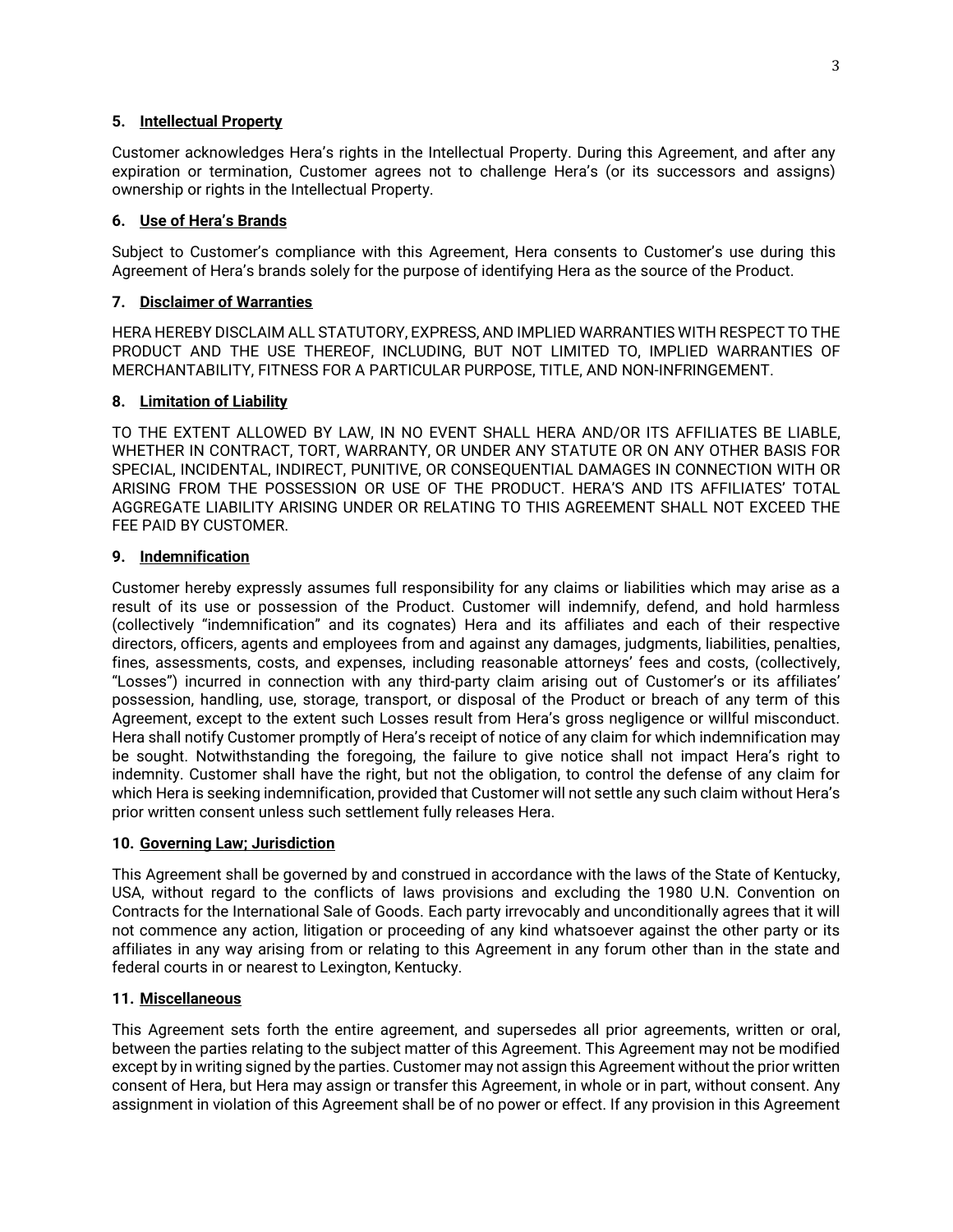### 5. **Intellectual Property**

Customer acknowledges Hera's rights in the Intellectual Property. During this Agreement, and after any expiration or termination, Customer agrees not to challenge Hera's (or its successors and assigns) ownership or rights in the Intellectual Property.

### 6. **Use of Hera's Brands**

Subject to Customer's compliance with this Agreement, Hera consents to Customer's use during this Agreement of Hera's brands solely for the purpose of identifying Hera as the source of the Product.

### 7. **Disclaimer of Warranties**

HERA HEREBY DISCLAIM ALL STATUTORY, EXPRESS, AND IMPLIED WARRANTIES WITH RESPECT TO THE PRODUCT AND THE USE THEREOF, INCLUDING, BUT NOT LIMITED TO, IMPLIED WARRANTIES OF MERCHANTABILITY, FITNESS FOR A PARTICULAR PURPOSE, TITLE, AND NON-INFRINGEMENT.

### 8. **Limitation of Liability**

TO THE EXTENT ALLOWED BY LAW, IN NO EVENT SHALL HERA AND/OR ITS AFFILIATES BE LIABLE, WHETHER IN CONTRACT, TORT, WARRANTY, OR UNDER ANY STATUTE OR ON ANY OTHER BASIS FOR SPECIAL, INCIDENTAL, INDIRECT, PUNITIVE, OR CONSEQUENTIAL DAMAGES IN CONNECTION WITH OR ARISING FROM THE POSSESSION OR USE OF THE PRODUCT. HERA'S AND ITS AFFILIATES' TOTAL AGGREGATE LIABILITY ARISING UNDER OR RELATING TO THIS AGREEMENT SHALL NOT EXCEED THE FEE PAID BY CUSTOMER.

### 9. **Indemnification**

Customer hereby expressly assumes full responsibility for any claims or liabilities which may arise as a result of its use or possession of the Product. Customer will indemnify, defend, and hold harmless (collectively "indemnification" and its cognates) Hera and its affiliates and each of their respective directors, officers, agents and employees from and against any damages, judgments, liabilities, penalties, fines, assessments, costs, and expenses, including reasonable attorneys' fees and costs, (collectively, "Losses") incurred in connection with any third-party claim arising out of Customer's or its affiliates' possession, handling, use, storage, transport, or disposal of the Product or breach of any term of this Agreement, except to the extent such Losses result from Hera's gross negligence or willful misconduct. Hera shall notify Customer promptly of Hera's receipt of notice of any claim for which indemnification may be sought. Notwithstanding the foregoing, the failure to give notice shall not impact Hera's right to indemnity. Customer shall have the right, but not the obligation, to control the defense of any claim for which Hera is seeking indemnification, provided that Customer will not settle any such claim without Hera's prior written consent unless such settlement fully releases Hera.

### 10. **Governing Law; Jurisdiction**

This Agreement shall be governed by and construed in accordance with the laws of the State of Kentucky, USA, without regard to the conflicts of laws provisions and excluding the 1980 U.N. Convention on Contracts for the International Sale of Goods. Each party irrevocably and unconditionally agrees that it will not commence any action, litigation or proceeding of any kind whatsoever against the other party or its affiliates in any way arising from or relating to this Agreement in any forum other than in the state and federal courts in or nearest to Lexington, Kentucky.

### 11. **Miscellaneous**

This Agreement sets forth the entire agreement, and supersedes all prior agreements, written or oral, between the parties relating to the subject matter of this Agreement. This Agreement may not be modified except by in writing signed by the parties. Customer may not assign this Agreement without the prior written consent of Hera, but Hera may assign or transfer this Agreement, in whole or in part, without consent. Any assignment in violation of this Agreement shall be of no power or effect. If any provision in this Agreement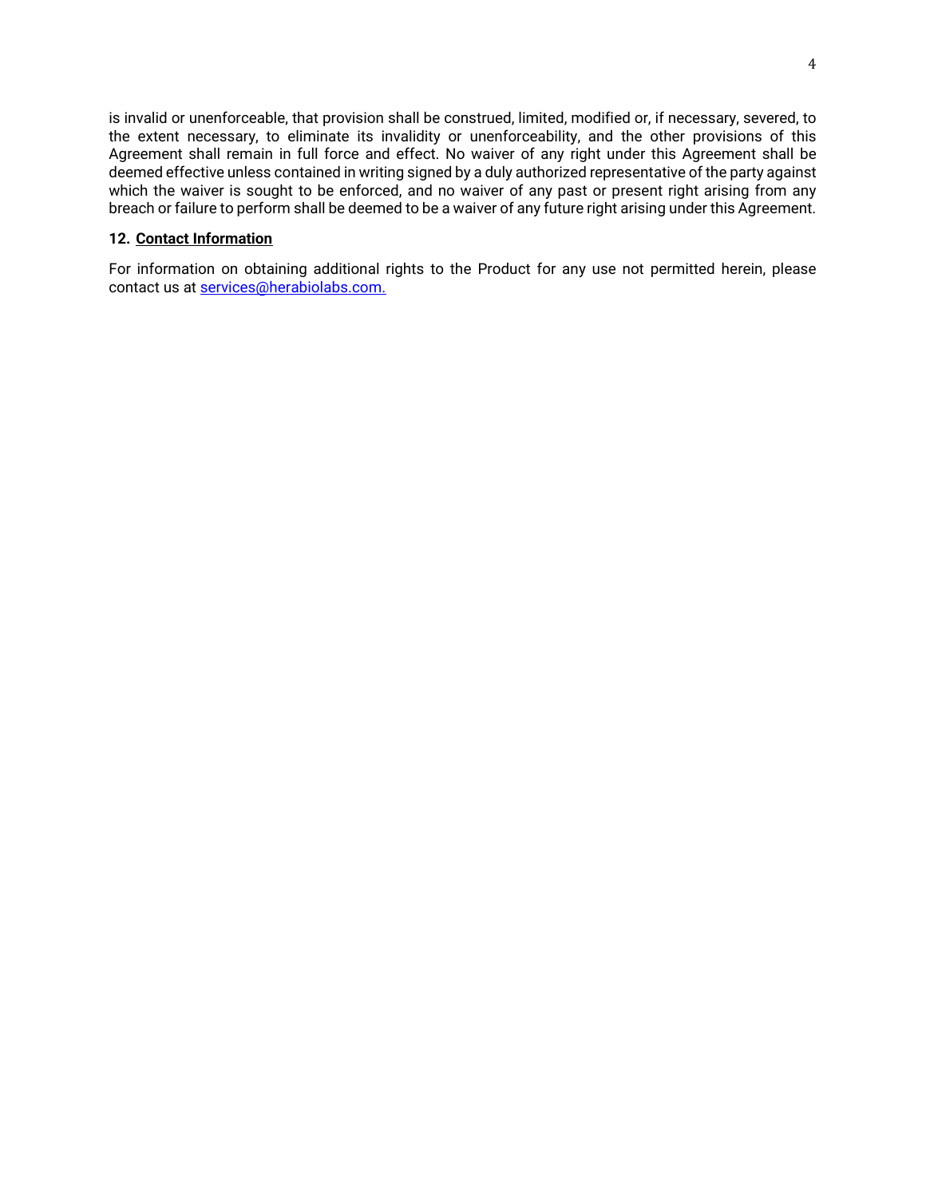is invalid or unenforceable, that provision shall be construed, limited, modified or, if necessary, severed, to the extent necessary, to eliminate its invalidity or unenforceability, and the other provisions of this Agreement shall remain in full force and effect. No waiver of any right under this Agreement shall be deemed effective unless contained in writing signed by a duly authorized representative of the party against which the waiver is sought to be enforced, and no waiver of any past or present right arising from any breach or failure to perform shall be deemed to be a waiver of any future right arising under this Agreement.

**12. Contact Information**

For information on obtaining additional rights to the Product for any use not permitted herein, please contact us at services@herabiolabs.com.